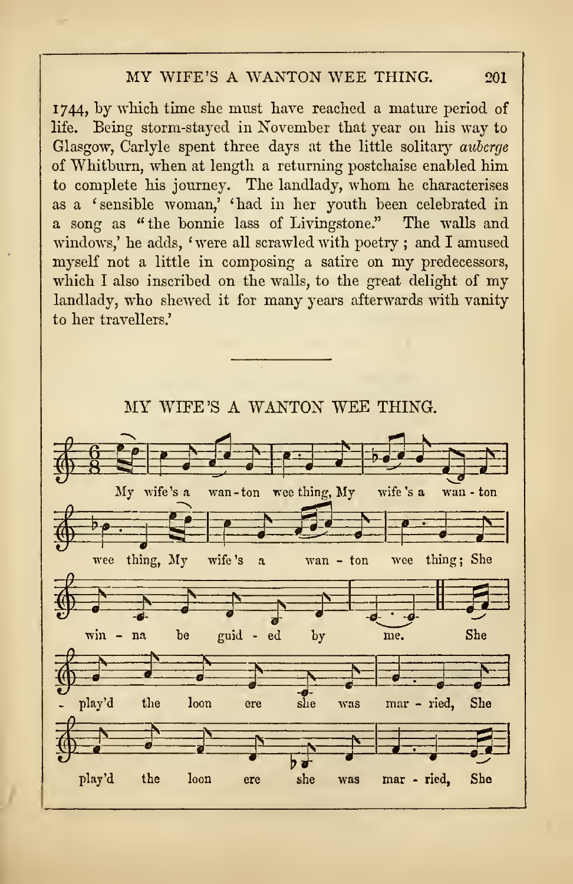1744, by which time she must have reached a mature period of life. Being storm-stayed in November that year on his way to Glasgow, Carlyle spent three days at the little solitary *auberge* of Whitburn, when at length a returning postchaise enabled him to complete his journey. The landlady, whom he characterises as a 'sensible woman,' 'had in her youth been celebrated in a song as "the bonnie lass of Livingstone." The walls and windows,' he adds, 'were all scrawled with poetry; and I amused myself not a little in composing a satire on my predecessors, which I also inscribed on the walls, to the great delight of my landlady, who shewed it for many years afterwards with vanity to her travellers.'

---

## MY WIFE'S A WANTON WEE THING.

My wife's a wan-ton wee thing, My wife's a wan-ton wee thing, My wife's a wan-ton wee thing; She win-na be guid-ed by me. She play'd the loon ere she was mar-ried, She play'd the loon ere she was mar-ried, She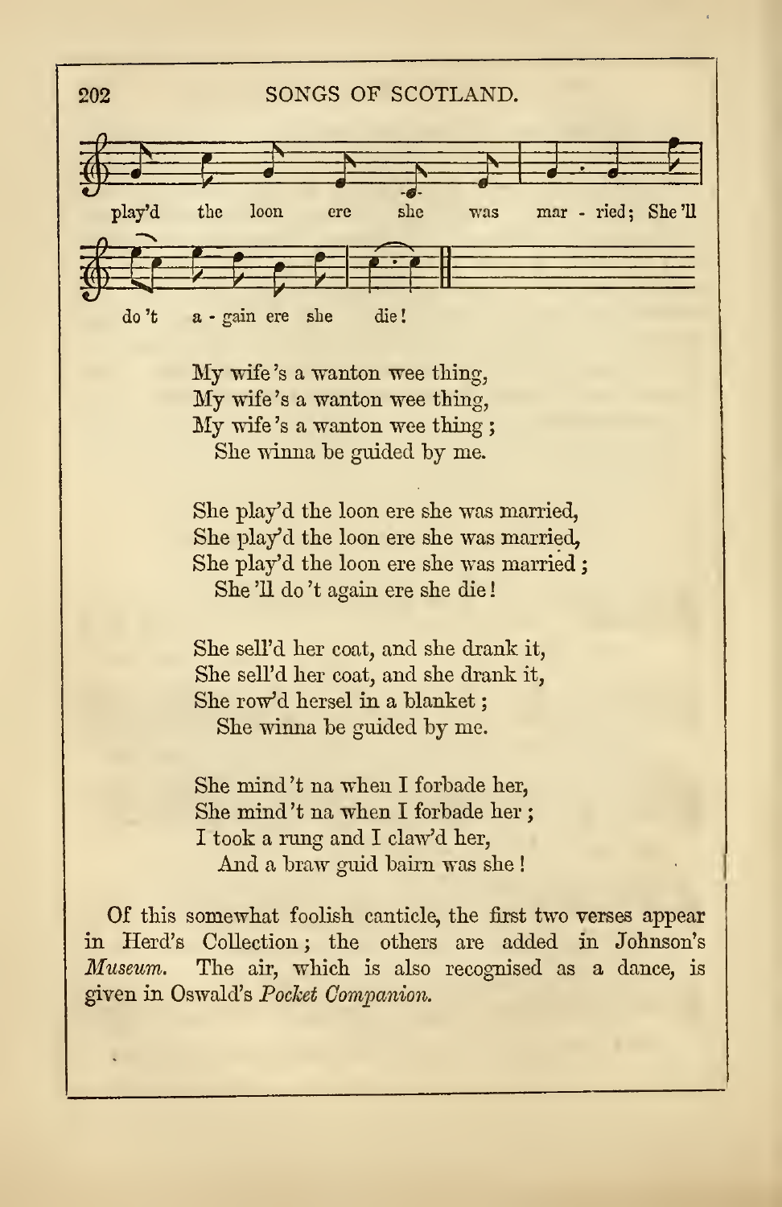play'd the loon ere she was mar - ried; She 'll

do 't a - gain ere she die!

My wife 's a wanton wee thing,
My wife 's a wanton wee thing,
My wife 's a wanton wee thing;
She winna be guided by me.

She play'd the loon ere she was married,
She play'd the loon ere she was married,
She play'd the loon ere she was married;
She 'll do 't again ere she die!

She sell'd her coat, and she drank it,
She sell'd her coat, and she drank it,
She row'd hersel in a blanket;
She winna be guided by me.

She mind 't na when I forbade her,
She mind 't na when I forbade her;
I took a rung and I claw'd her,
And a braw guid bairn was she!

Of this somewhat foolish canticle, the first two verses appear in Herd's Collection; the others are added in Johnson's *Museum.* The air, which is also recognised as a dance, is given in Oswald's *Pocket Companion.*